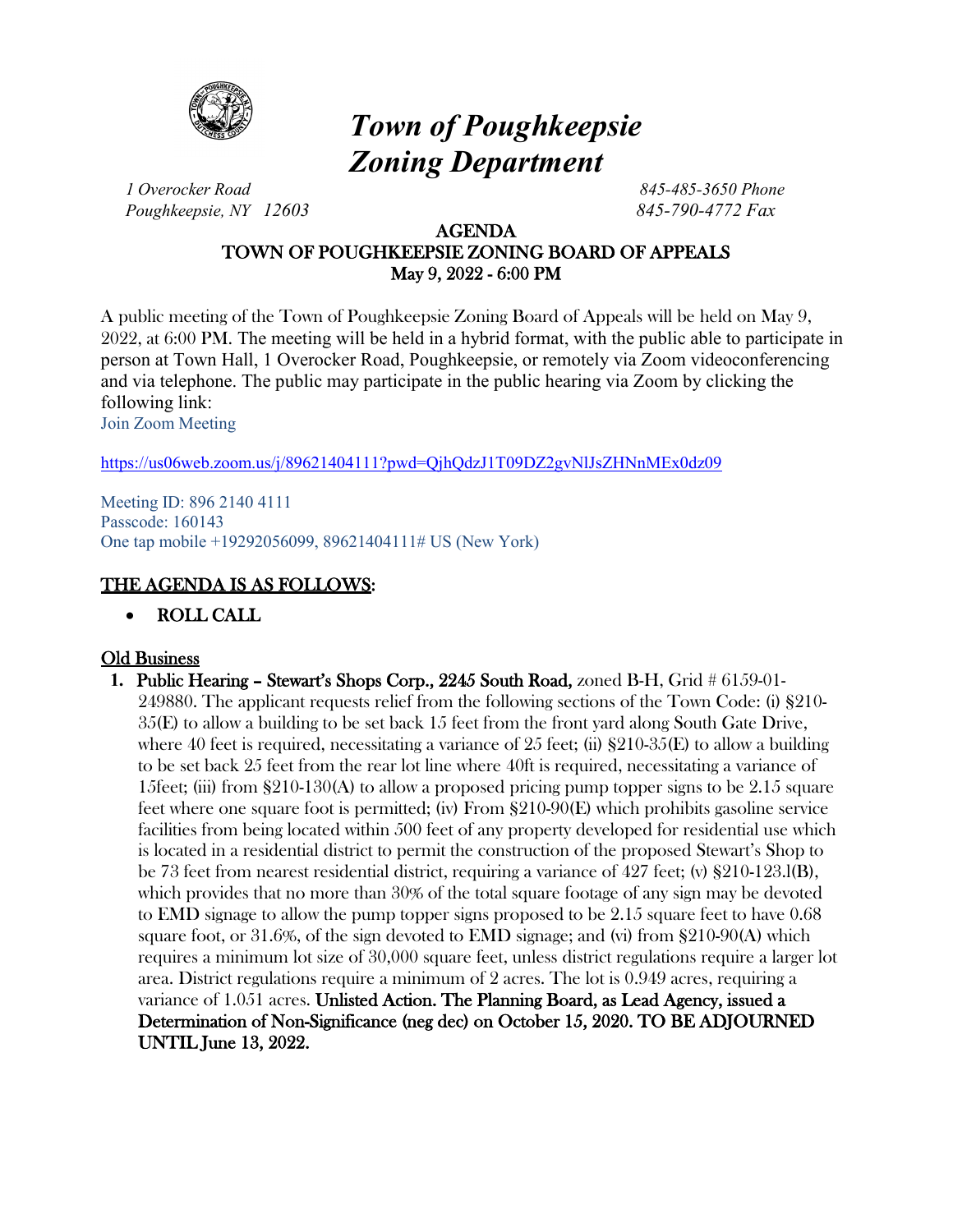# *Town of Poughkeepsie Zoning Department*

*1 Overocker Road*
*Poughkeepsie, NY 12603*

*845-485-3650 Phone*
*845-790-4772 Fax*

## AGENDA
## TOWN OF POUGHKEEPSIE ZONING BOARD OF APPEALS
## May 9, 2022 - 6:00 PM

A public meeting of the Town of Poughkeepsie Zoning Board of Appeals will be held on May 9, 2022, at 6:00 PM. The meeting will be held in a hybrid format, with the public able to participate in person at Town Hall, 1 Overocker Road, Poughkeepsie, or remotely via Zoom videoconferencing and via telephone. The public may participate in the public hearing via Zoom by clicking the following link:

Join Zoom Meeting

https://us06web.zoom.us/j/89621404111?pwd=QjhQdzJ1T09DZ2gvNlJsZHNnMEx0dz09

Meeting ID: 896 2140 4111
Passcode: 160143
One tap mobile +19292056099, 89621404111# US (New York)

## THE AGENDA IS AS FOLLOWS:

- **ROLL CALL**

### Old Business

1. **Public Hearing – Stewart's Shops Corp., 2245 South Road,** zoned B-H, Grid # 6159-01-249880. The applicant requests relief from the following sections of the Town Code: (i) §210-35(E) to allow a building to be set back 15 feet from the front yard along South Gate Drive, where 40 feet is required, necessitating a variance of 25 feet; (ii) §210-35(E) to allow a building to be set back 25 feet from the rear lot line where 40ft is required, necessitating a variance of 15feet; (iii) from §210-130(A) to allow a proposed pricing pump topper signs to be 2.15 square feet where one square foot is permitted; (iv) From §210-90(E) which prohibits gasoline service facilities from being located within 500 feet of any property developed for residential use which is located in a residential district to permit the construction of the proposed Stewart's Shop to be 73 feet from nearest residential district, requiring a variance of 427 feet; (v) §210-123.l(B), which provides that no more than 30% of the total square footage of any sign may be devoted to EMD signage to allow the pump topper signs proposed to be 2.15 square feet to have 0.68 square foot, or 31.6%, of the sign devoted to EMD signage; and (vi) from §210-90(A) which requires a minimum lot size of 30,000 square feet, unless district regulations require a larger lot area. District regulations require a minimum of 2 acres. The lot is 0.949 acres, requiring a variance of 1.051 acres. **Unlisted Action. The Planning Board, as Lead Agency, issued a Determination of Non-Significance (neg dec) on October 15, 2020. TO BE ADJOURNED UNTIL June 13, 2022.**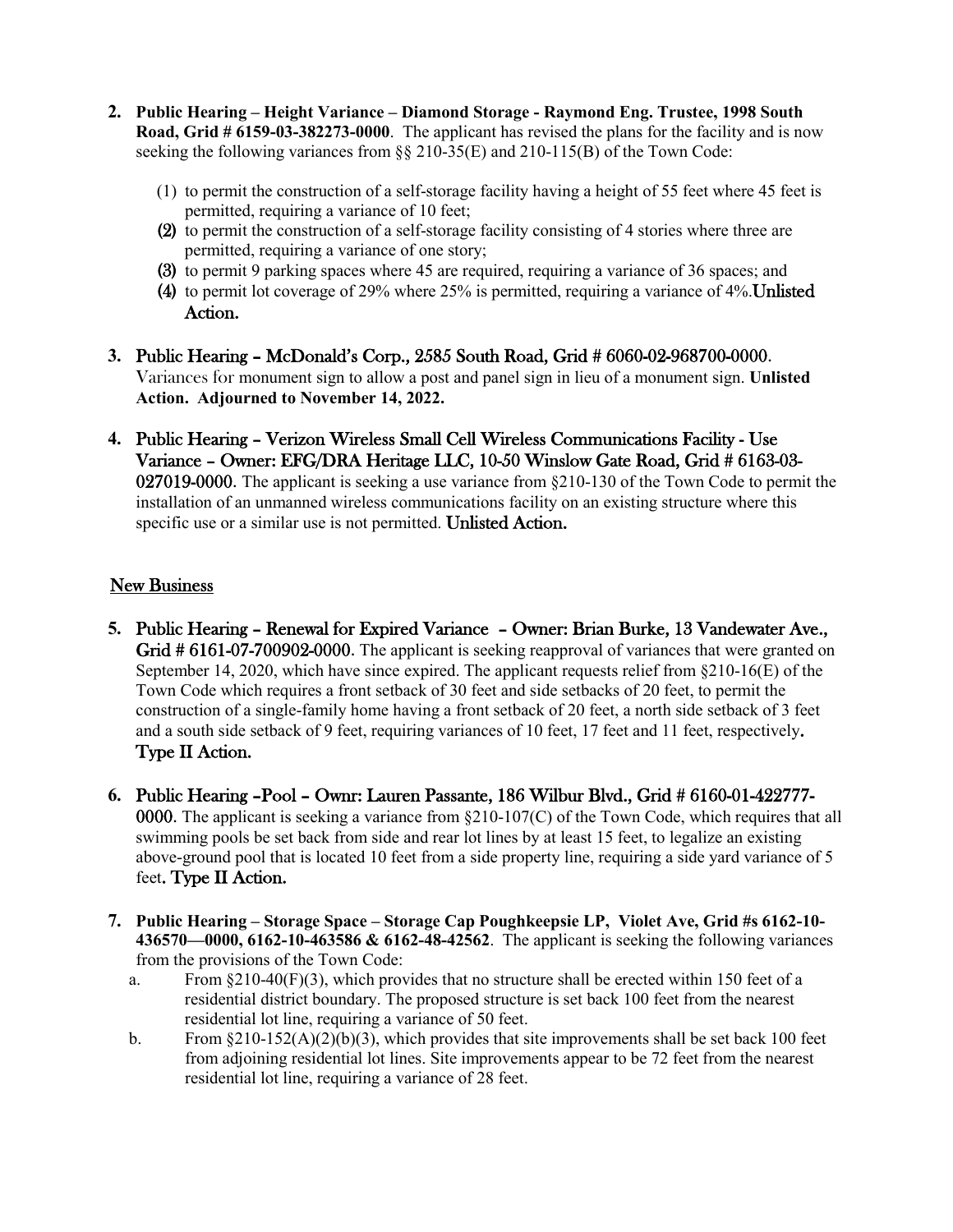2. **Public Hearing – Height Variance – Diamond Storage - Raymond Eng. Trustee, 1998 South Road, Grid # 6159-03-382273-0000**. The applicant has revised the plans for the facility and is now seeking the following variances from §§ 210-35(E) and 210-115(B) of the Town Code:

   (1) to permit the construction of a self-storage facility having a height of 55 feet where 45 feet is permitted, requiring a variance of 10 feet;
   (2) to permit the construction of a self-storage facility consisting of 4 stories where three are permitted, requiring a variance of one story;
   (3) to permit 9 parking spaces where 45 are required, requiring a variance of 36 spaces; and
   (4) to permit lot coverage of 29% where 25% is permitted, requiring a variance of 4%. **Unlisted Action.**

3. **Public Hearing – McDonald's Corp., 2585 South Road, Grid # 6060-02-968700-0000.** Variances for monument sign to allow a post and panel sign in lieu of a monument sign. **Unlisted Action. Adjourned to November 14, 2022.**

4. **Public Hearing – Verizon Wireless Small Cell Wireless Communications Facility - Use Variance – Owner: EFG/DRA Heritage LLC, 10-50 Winslow Gate Road, Grid # 6163-03-027019-0000.** The applicant is seeking a use variance from §210-130 of the Town Code to permit the installation of an unmanned wireless communications facility on an existing structure where this specific use or a similar use is not permitted. **Unlisted Action.**

## New Business

5. **Public Hearing – Renewal for Expired Variance – Owner: Brian Burke, 13 Vandewater Ave., Grid # 6161-07-700902-0000.** The applicant is seeking reapproval of variances that were granted on September 14, 2020, which have since expired. The applicant requests relief from §210-16(E) of the Town Code which requires a front setback of 30 feet and side setbacks of 20 feet, to permit the construction of a single-family home having a front setback of 20 feet, a north side setback of 3 feet and a south side setback of 9 feet, requiring variances of 10 feet, 17 feet and 11 feet, respectively. **Type II Action.**

6. **Public Hearing –Pool – Ownr: Lauren Passante, 186 Wilbur Blvd., Grid # 6160-01-422777-0000.** The applicant is seeking a variance from §210-107(C) of the Town Code, which requires that all swimming pools be set back from side and rear lot lines by at least 15 feet, to legalize an existing above-ground pool that is located 10 feet from a side property line, requiring a side yard variance of 5 feet. **Type II Action.**

7. **Public Hearing – Storage Space – Storage Cap Poughkeepsie LP, Violet Ave, Grid #s 6162-10-436570—0000, 6162-10-463586 & 6162-48-42562**. The applicant is seeking the following variances from the provisions of the Town Code:
   a. From §210-40(F)(3), which provides that no structure shall be erected within 150 feet of a residential district boundary. The proposed structure is set back 100 feet from the nearest residential lot line, requiring a variance of 50 feet.
   b. From §210-152(A)(2)(b)(3), which provides that site improvements shall be set back 100 feet from adjoining residential lot lines. Site improvements appear to be 72 feet from the nearest residential lot line, requiring a variance of 28 feet.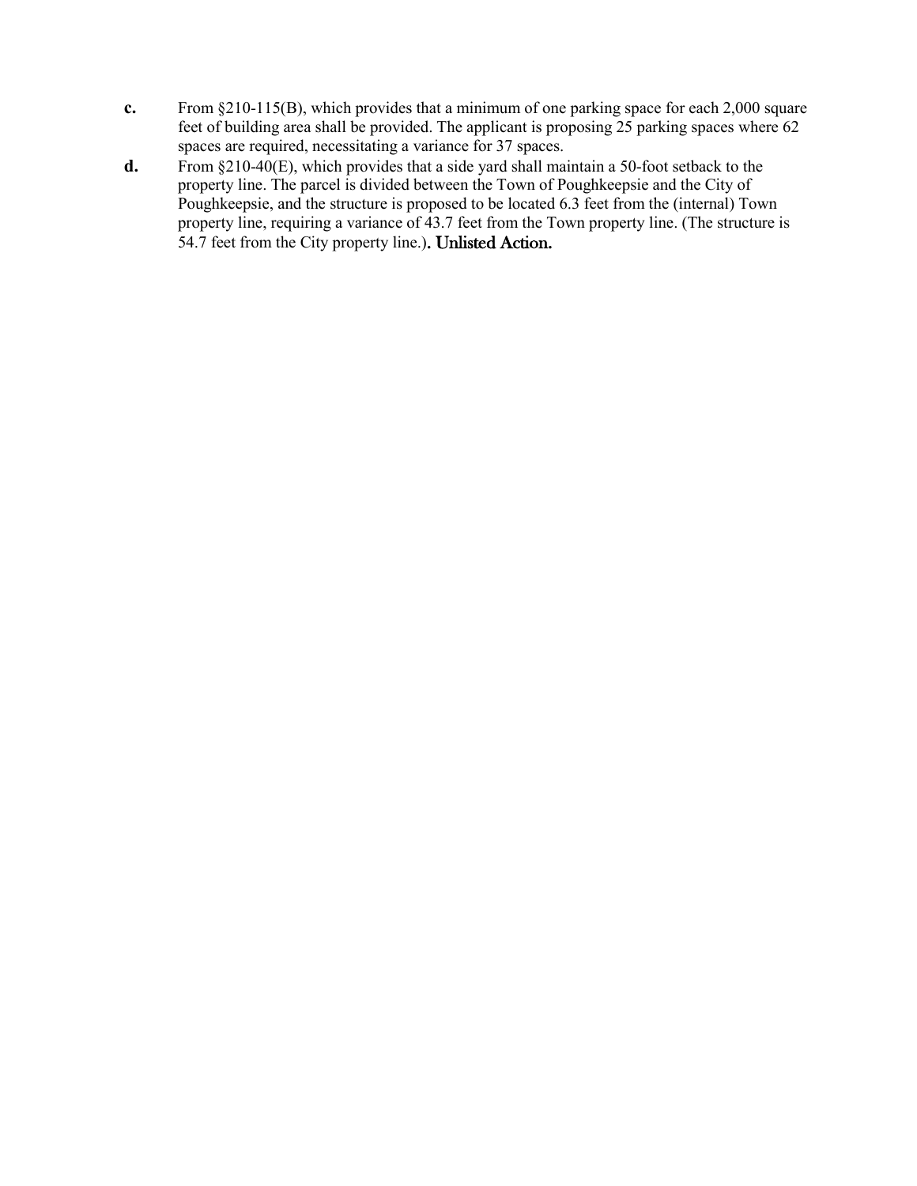**c.** From §210-115(B), which provides that a minimum of one parking space for each 2,000 square feet of building area shall be provided. The applicant is proposing 25 parking spaces where 62 spaces are required, necessitating a variance for 37 spaces.

**d.** From §210-40(E), which provides that a side yard shall maintain a 50-foot setback to the property line. The parcel is divided between the Town of Poughkeepsie and the City of Poughkeepsie, and the structure is proposed to be located 6.3 feet from the (internal) Town property line, requiring a variance of 43.7 feet from the Town property line. (The structure is 54.7 feet from the City property line.). Unlisted Action.